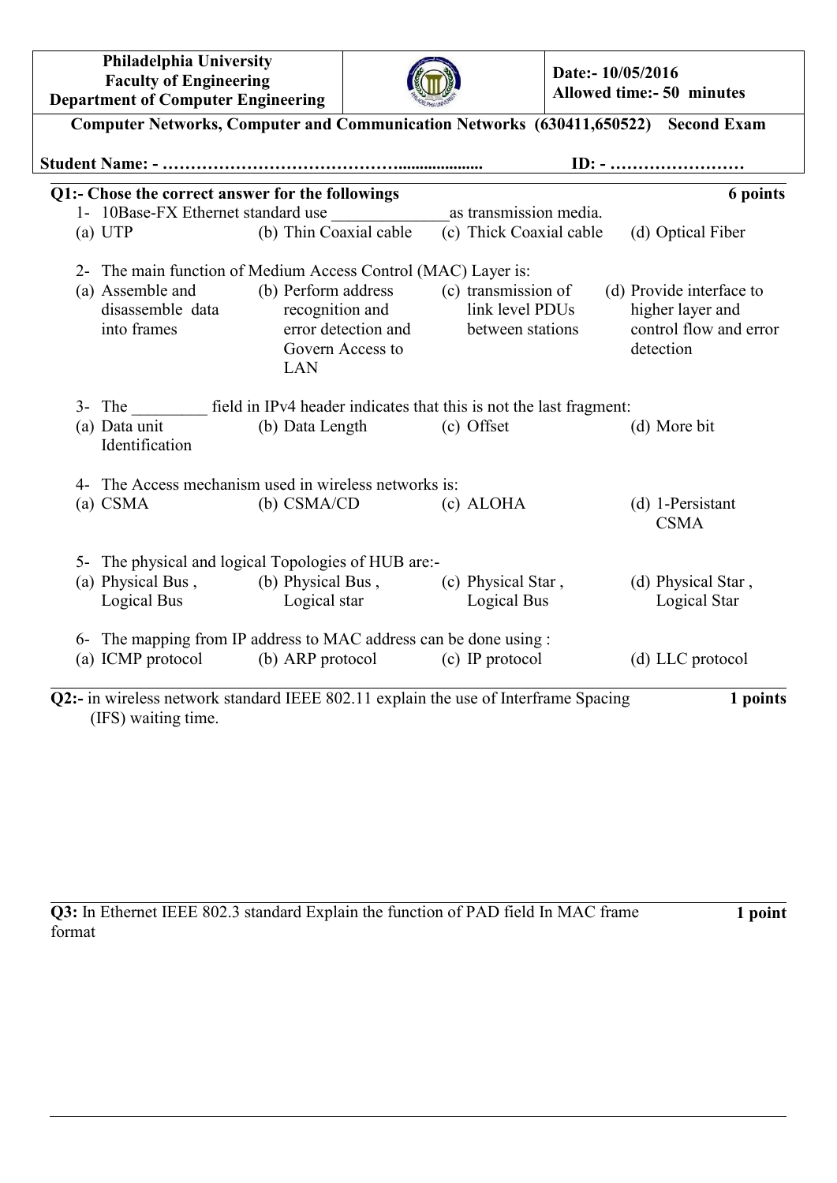**Philadelphia University**
**Faculty of Engineering**
**Department of Computer Engineering**

**Date:- 10/05/2016**
**Allowed time:- 50 minutes**

**Computer Networks, Computer and Communication Networks (630411,650522) Second Exam**

**Student Name: - …………………………………..................... ID: - ……………………**

**Q1:- Chose the correct answer for the followings** **6 points**

1- 10Base-FX Ethernet standard use ______________as transmission media.

(a) UTP (b) Thin Coaxial cable (c) Thick Coaxial cable (d) Optical Fiber

2- The main function of Medium Access Control (MAC) Layer is:

(a) Assemble and disassemble data into frames
(b) Perform address recognition and error detection and Govern Access to LAN
(c) transmission of link level PDUs between stations
(d) Provide interface to higher layer and control flow and error detection

3- The _________ field in IPv4 header indicates that this is not the last fragment:

(a) Data unit Identification (b) Data Length (c) Offset (d) More bit

4- The Access mechanism used in wireless networks is:

(a) CSMA (b) CSMA/CD (c) ALOHA (d) 1-Persistant CSMA

5- The physical and logical Topologies of HUB are:-

(a) Physical Bus , Logical Bus
(b) Physical Bus , Logical star
(c) Physical Star , Logical Bus
(d) Physical Star , Logical Star

6- The mapping from IP address to MAC address can be done using :

(a) ICMP protocol (b) ARP protocol (c) IP protocol (d) LLC protocol

**Q2:-** in wireless network standard IEEE 802.11 explain the use of Interframe Spacing (IFS) waiting time. **1 points**

**Q3:** In Ethernet IEEE 802.3 standard Explain the function of PAD field In MAC frame format **1 point**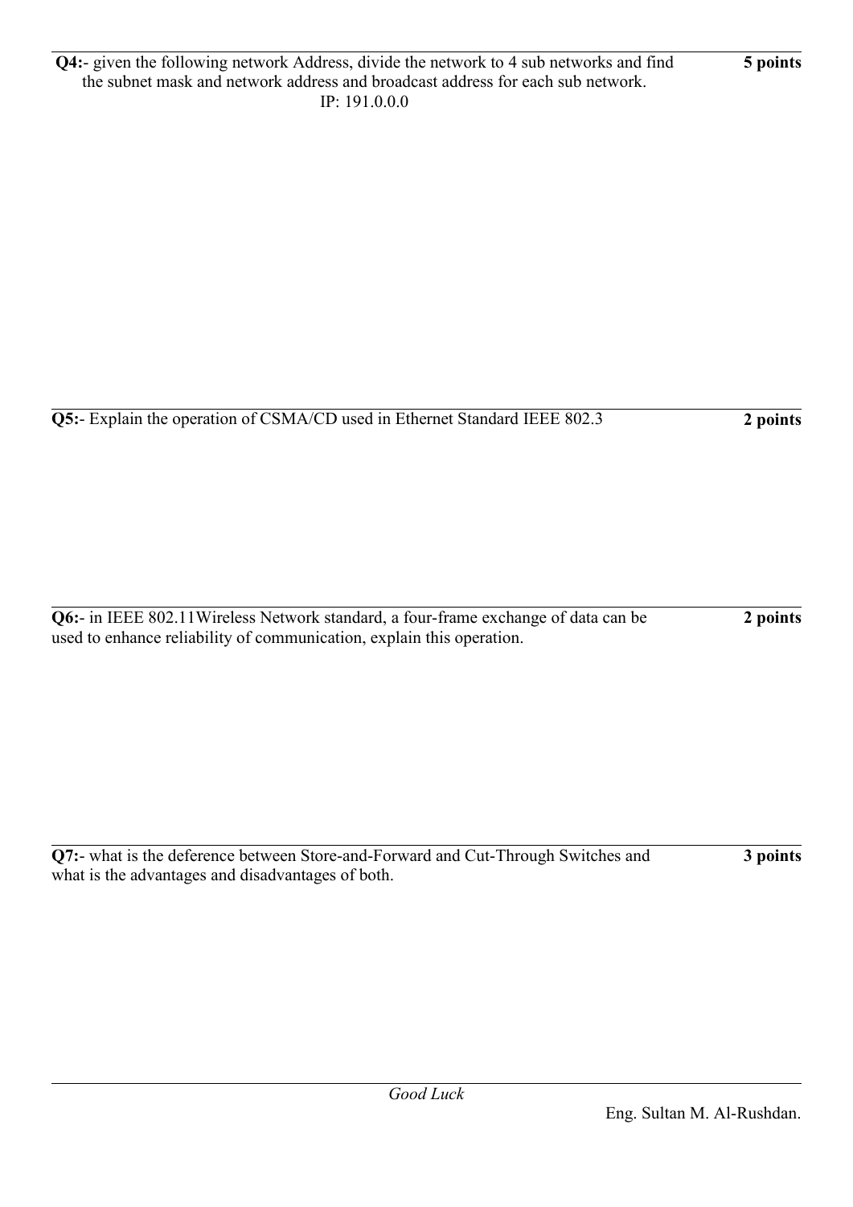**Q4:**- given the following network Address, divide the network to 4 sub networks and find the subnet mask and network address and broadcast address for each sub network. **5 points**

IP: 191.0.0.0

**Q5:**- Explain the operation of CSMA/CD used in Ethernet Standard IEEE 802.3 **2 points**

**Q6:**- in IEEE 802.11Wireless Network standard, a four-frame exchange of data can be used to enhance reliability of communication, explain this operation. **2 points**

**Q7:**- what is the deference between Store-and-Forward and Cut-Through Switches and what is the advantages and disadvantages of both. **3 points**

*Good Luck*

Eng. Sultan M. Al-Rushdan.